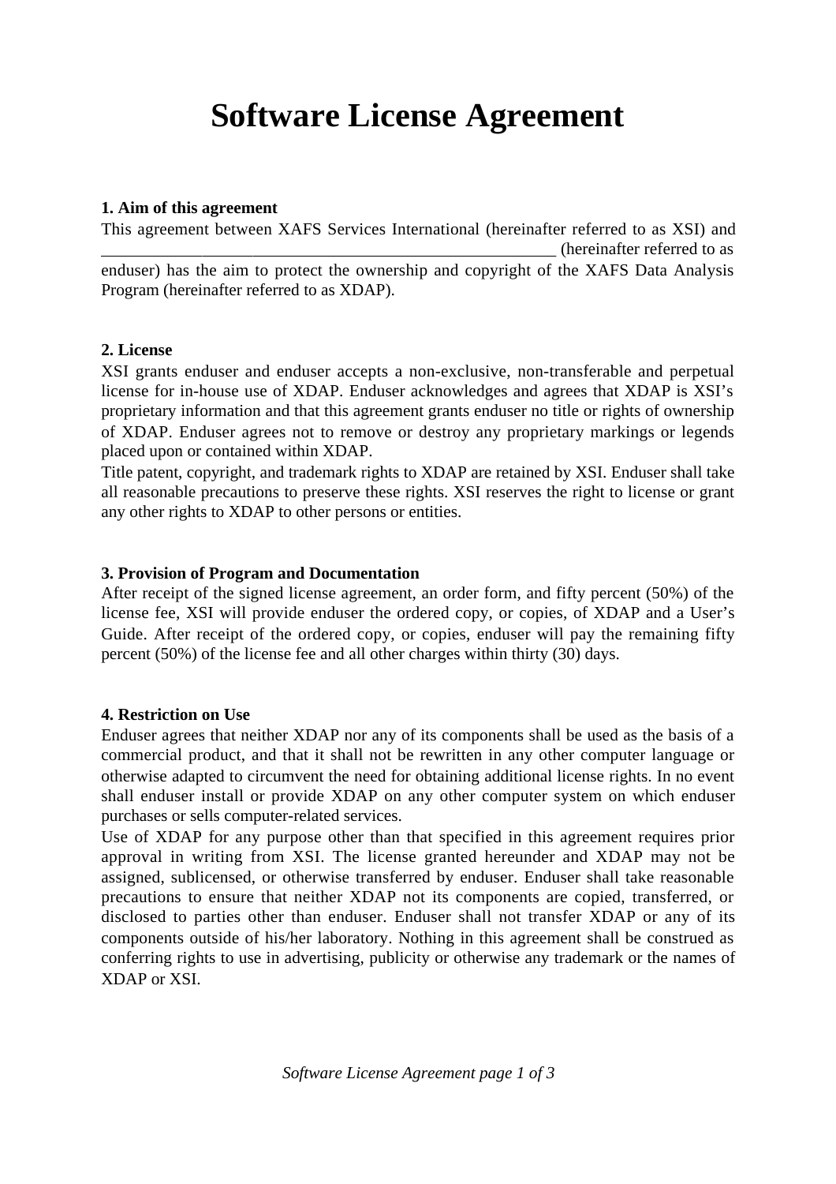# Software License Agreement

**1. Aim of this agreement**

This agreement between XAFS Services International (hereinafter referred to as XSI) and _______________________________________________________ (hereinafter referred to as enduser) has the aim to protect the ownership and copyright of the XAFS Data Analysis Program (hereinafter referred to as XDAP).

**2. License**

XSI grants enduser and enduser accepts a non-exclusive, non-transferable and perpetual license for in-house use of XDAP. Enduser acknowledges and agrees that XDAP is XSI's proprietary information and that this agreement grants enduser no title or rights of ownership of XDAP. Enduser agrees not to remove or destroy any proprietary markings or legends placed upon or contained within XDAP.

Title patent, copyright, and trademark rights to XDAP are retained by XSI. Enduser shall take all reasonable precautions to preserve these rights. XSI reserves the right to license or grant any other rights to XDAP to other persons or entities.

**3. Provision of Program and Documentation**

After receipt of the signed license agreement, an order form, and fifty percent (50%) of the license fee, XSI will provide enduser the ordered copy, or copies, of XDAP and a User's Guide. After receipt of the ordered copy, or copies, enduser will pay the remaining fifty percent (50%) of the license fee and all other charges within thirty (30) days.

**4. Restriction on Use**

Enduser agrees that neither XDAP nor any of its components shall be used as the basis of a commercial product, and that it shall not be rewritten in any other computer language or otherwise adapted to circumvent the need for obtaining additional license rights. In no event shall enduser install or provide XDAP on any other computer system on which enduser purchases or sells computer-related services.

Use of XDAP for any purpose other than that specified in this agreement requires prior approval in writing from XSI. The license granted hereunder and XDAP may not be assigned, sublicensed, or otherwise transferred by enduser. Enduser shall take reasonable precautions to ensure that neither XDAP not its components are copied, transferred, or disclosed to parties other than enduser. Enduser shall not transfer XDAP or any of its components outside of his/her laboratory. Nothing in this agreement shall be construed as conferring rights to use in advertising, publicity or otherwise any trademark or the names of XDAP or XSI.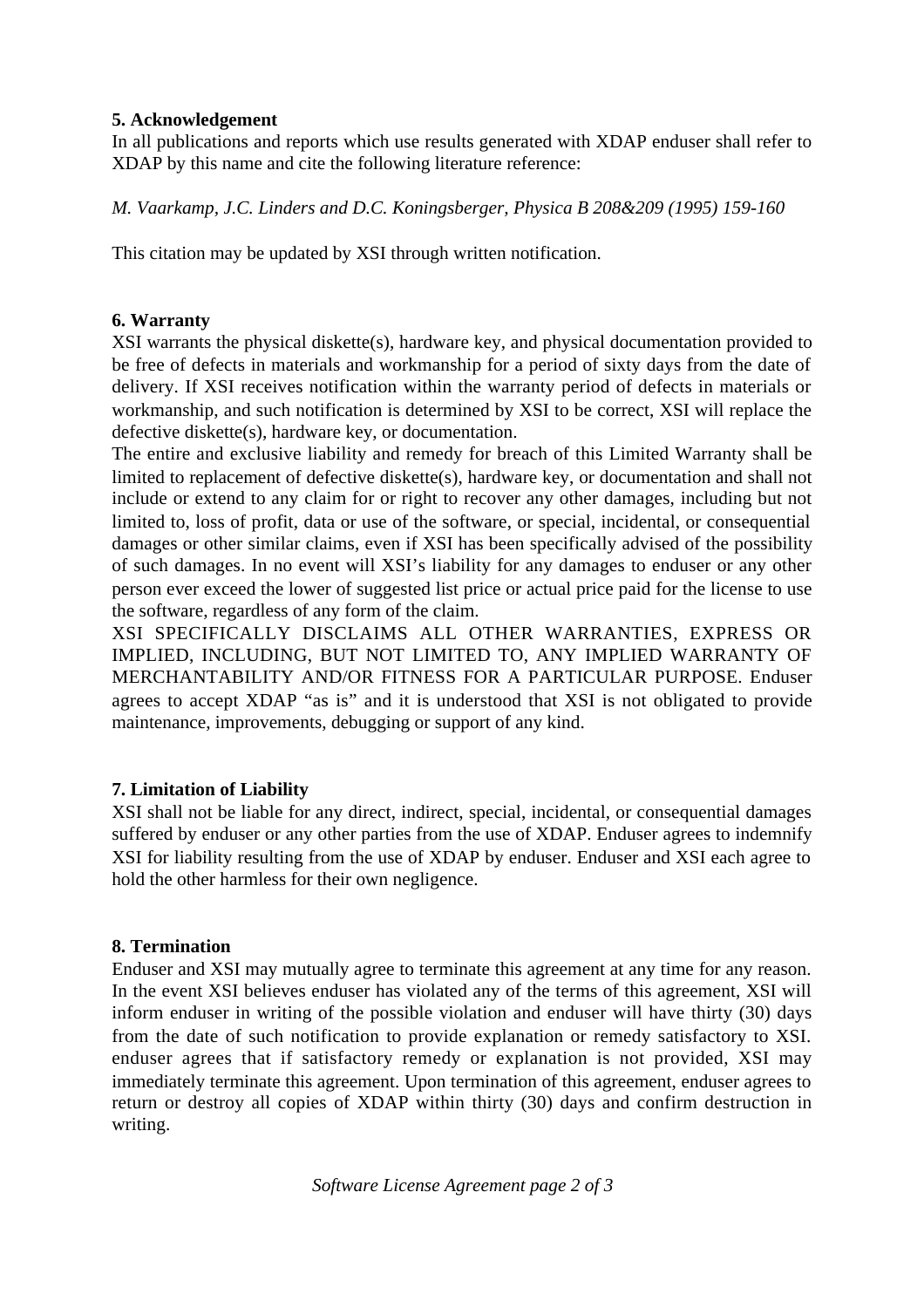**5. Acknowledgement**

In all publications and reports which use results generated with XDAP enduser shall refer to XDAP by this name and cite the following literature reference:

*M. Vaarkamp, J.C. Linders and D.C. Koningsberger, Physica B 208&209 (1995) 159-160*

This citation may be updated by XSI through written notification.

**6. Warranty**

XSI warrants the physical diskette(s), hardware key, and physical documentation provided to be free of defects in materials and workmanship for a period of sixty days from the date of delivery. If XSI receives notification within the warranty period of defects in materials or workmanship, and such notification is determined by XSI to be correct, XSI will replace the defective diskette(s), hardware key, or documentation.

The entire and exclusive liability and remedy for breach of this Limited Warranty shall be limited to replacement of defective diskette(s), hardware key, or documentation and shall not include or extend to any claim for or right to recover any other damages, including but not limited to, loss of profit, data or use of the software, or special, incidental, or consequential damages or other similar claims, even if XSI has been specifically advised of the possibility of such damages. In no event will XSI's liability for any damages to enduser or any other person ever exceed the lower of suggested list price or actual price paid for the license to use the software, regardless of any form of the claim.

XSI SPECIFICALLY DISCLAIMS ALL OTHER WARRANTIES, EXPRESS OR IMPLIED, INCLUDING, BUT NOT LIMITED TO, ANY IMPLIED WARRANTY OF MERCHANTABILITY AND/OR FITNESS FOR A PARTICULAR PURPOSE. Enduser agrees to accept XDAP "as is" and it is understood that XSI is not obligated to provide maintenance, improvements, debugging or support of any kind.

**7. Limitation of Liability**

XSI shall not be liable for any direct, indirect, special, incidental, or consequential damages suffered by enduser or any other parties from the use of XDAP. Enduser agrees to indemnify XSI for liability resulting from the use of XDAP by enduser. Enduser and XSI each agree to hold the other harmless for their own negligence.

**8. Termination**

Enduser and XSI may mutually agree to terminate this agreement at any time for any reason. In the event XSI believes enduser has violated any of the terms of this agreement, XSI will inform enduser in writing of the possible violation and enduser will have thirty (30) days from the date of such notification to provide explanation or remedy satisfactory to XSI. enduser agrees that if satisfactory remedy or explanation is not provided, XSI may immediately terminate this agreement. Upon termination of this agreement, enduser agrees to return or destroy all copies of XDAP within thirty (30) days and confirm destruction in writing.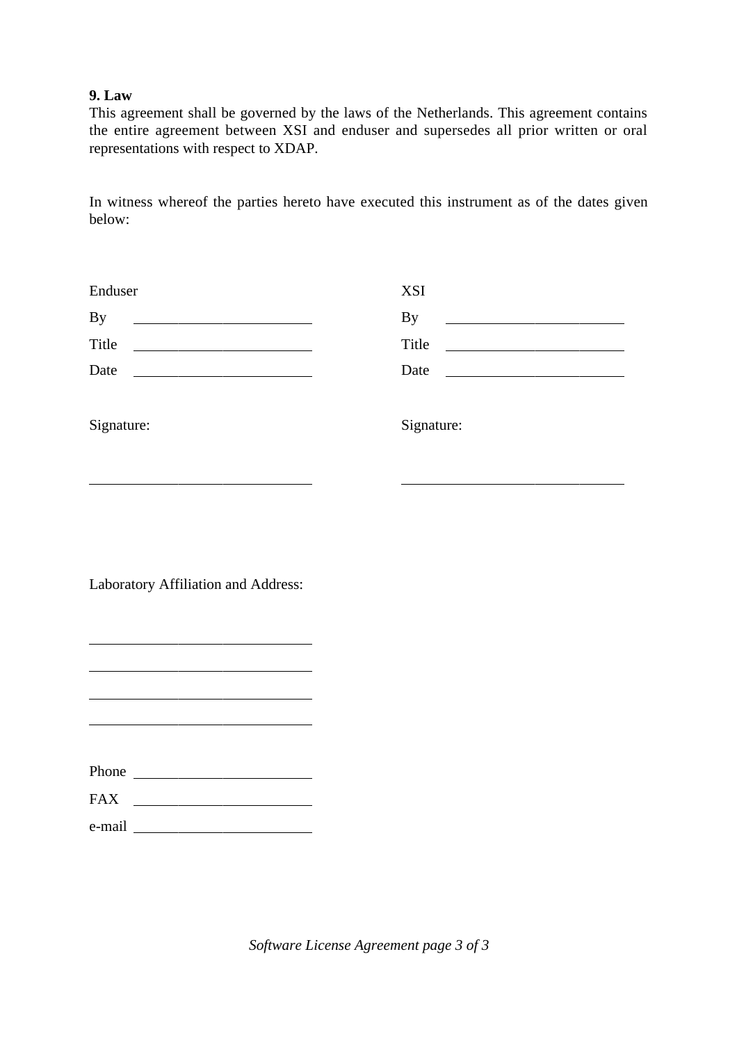**9. Law**

This agreement shall be governed by the laws of the Netherlands. This agreement contains the entire agreement between XSI and enduser and supersedes all prior written or oral representations with respect to XDAP.

In witness whereof the parties hereto have executed this instrument as of the dates given below:

| | |
|---|---|
| Enduser | XSI |
| By ________________________ | By ________________________ |
| Title ________________________ | Title ________________________ |
| Date ________________________ | Date ________________________ |
| Signature: | Signature: |
| ______________________________ | ______________________________ |

Laboratory Affiliation and Address:

______________________________

______________________________

______________________________

______________________________

Phone ________________________

FAX ________________________

e-mail ________________________